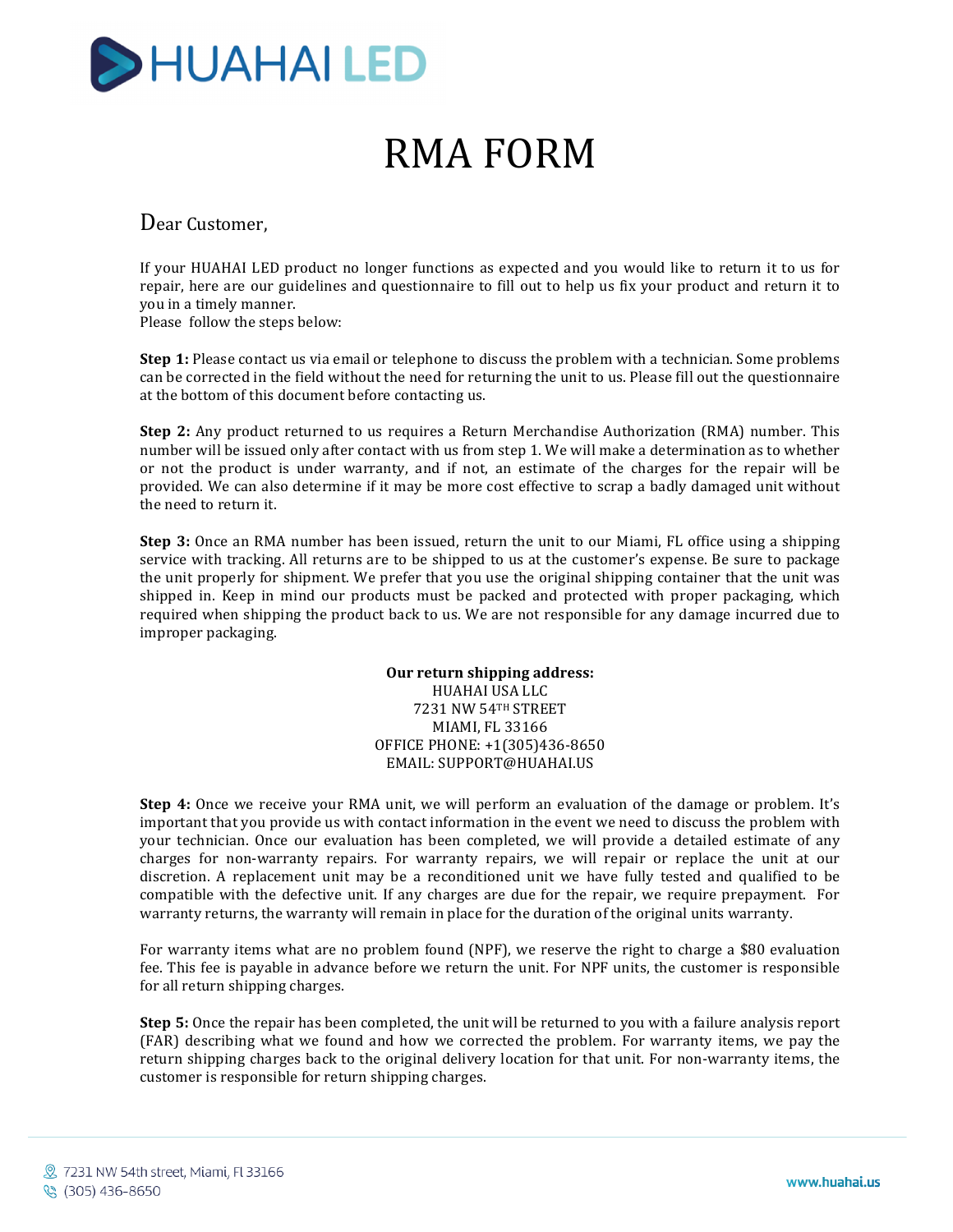HUAHAI LED

# RMA FORM

Dear Customer,

If your HUAHAI LED product no longer functions as expected and you would like to return it to us for repair, here are our guidelines and questionnaire to fill out to help us fix your product and return it to you in a timely manner.
Please follow the steps below:

**Step 1:** Please contact us via email or telephone to discuss the problem with a technician. Some problems can be corrected in the field without the need for returning the unit to us. Please fill out the questionnaire at the bottom of this document before contacting us.

**Step 2:** Any product returned to us requires a Return Merchandise Authorization (RMA) number. This number will be issued only after contact with us from step 1. We will make a determination as to whether or not the product is under warranty, and if not, an estimate of the charges for the repair will be provided. We can also determine if it may be more cost effective to scrap a badly damaged unit without the need to return it.

**Step 3:** Once an RMA number has been issued, return the unit to our Miami, FL office using a shipping service with tracking. All returns are to be shipped to us at the customer's expense. Be sure to package the unit properly for shipment. We prefer that you use the original shipping container that the unit was shipped in. Keep in mind our products must be packed and protected with proper packaging, which required when shipping the product back to us. We are not responsible for any damage incurred due to improper packaging.

**Our return shipping address:**
HUAHAI USA LLC
7231 NW 54TH STREET
MIAMI, FL 33166
OFFICE PHONE: +1(305)436-8650
EMAIL: SUPPORT@HUAHAI.US

**Step 4:** Once we receive your RMA unit, we will perform an evaluation of the damage or problem. It's important that you provide us with contact information in the event we need to discuss the problem with your technician. Once our evaluation has been completed, we will provide a detailed estimate of any charges for non-warranty repairs. For warranty repairs, we will repair or replace the unit at our discretion. A replacement unit may be a reconditioned unit we have fully tested and qualified to be compatible with the defective unit. If any charges are due for the repair, we require prepayment. For warranty returns, the warranty will remain in place for the duration of the original units warranty.

For warranty items what are no problem found (NPF), we reserve the right to charge a $80 evaluation fee. This fee is payable in advance before we return the unit. For NPF units, the customer is responsible for all return shipping charges.

**Step 5:** Once the repair has been completed, the unit will be returned to you with a failure analysis report (FAR) describing what we found and how we corrected the problem. For warranty items, we pay the return shipping charges back to the original delivery location for that unit. For non-warranty items, the customer is responsible for return shipping charges.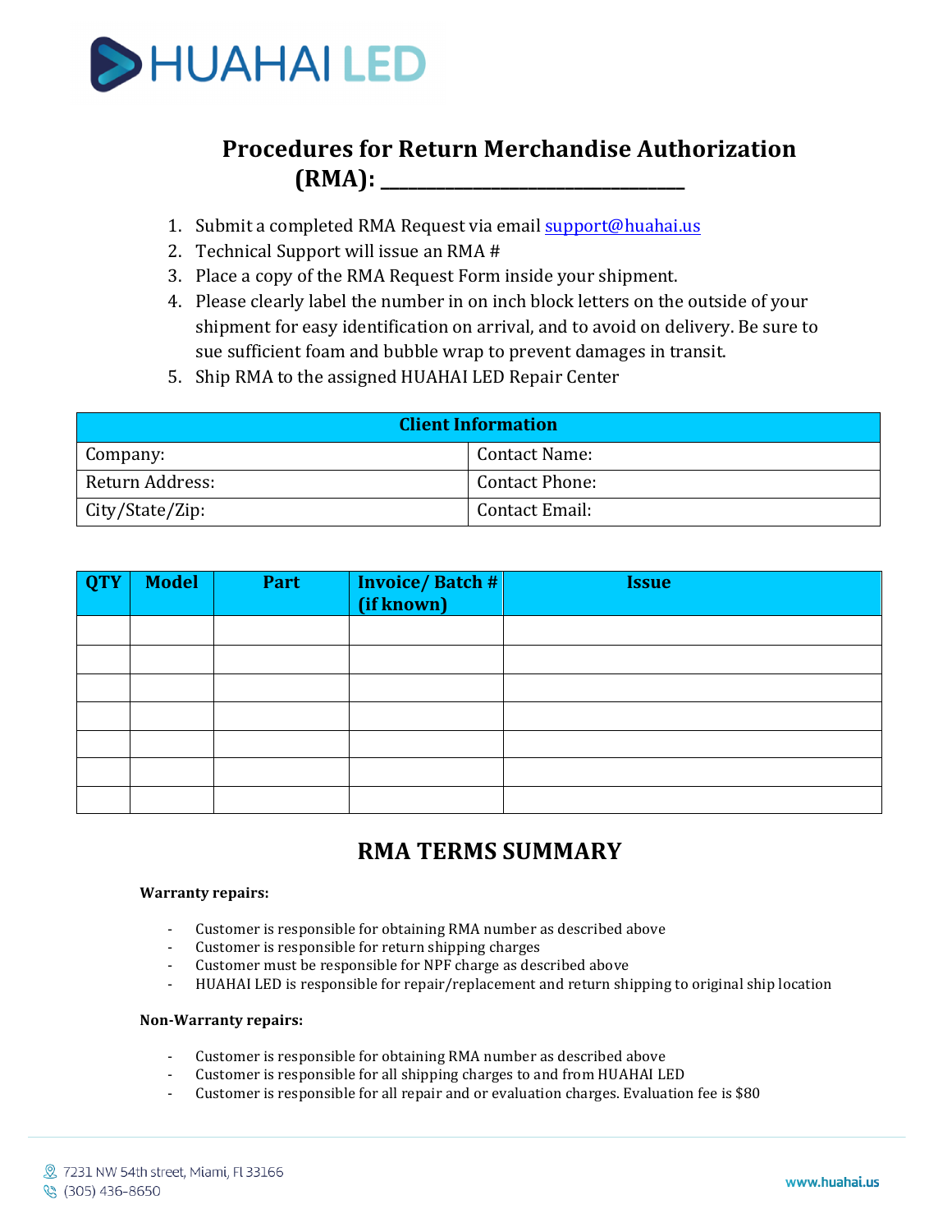HUAHAI LED

# Procedures for Return Merchandise Authorization (RMA): ______________________

1. Submit a completed RMA Request via email support@huahai.us
2. Technical Support will issue an RMA #
3. Place a copy of the RMA Request Form inside your shipment.
4. Please clearly label the number in on inch block letters on the outside of your shipment for easy identification on arrival, and to avoid on delivery. Be sure to sue sufficient foam and bubble wrap to prevent damages in transit.
5. Ship RMA to the assigned HUAHAI LED Repair Center

| Client Information | |
|---|---|
| Company: | Contact Name: |
| Return Address: | Contact Phone: |
| City/State/Zip: | Contact Email: |

| QTY | Model | Part | Invoice/ Batch # (if known) | Issue |
|---|---|---|---|---|
| | | | | |
| | | | | |
| | | | | |
| | | | | |
| | | | | |
| | | | | |
| | | | | |

## RMA TERMS SUMMARY

**Warranty repairs:**

- Customer is responsible for obtaining RMA number as described above
- Customer is responsible for return shipping charges
- Customer must be responsible for NPF charge as described above
- HUAHAI LED is responsible for repair/replacement and return shipping to original ship location

**Non-Warranty repairs:**

- Customer is responsible for obtaining RMA number as described above
- Customer is responsible for all shipping charges to and from HUAHAI LED
- Customer is responsible for all repair and or evaluation charges. Evaluation fee is $80

7231 NW 54th street, Miami, Fl 33166
(305) 436-8650
www.huahai.us